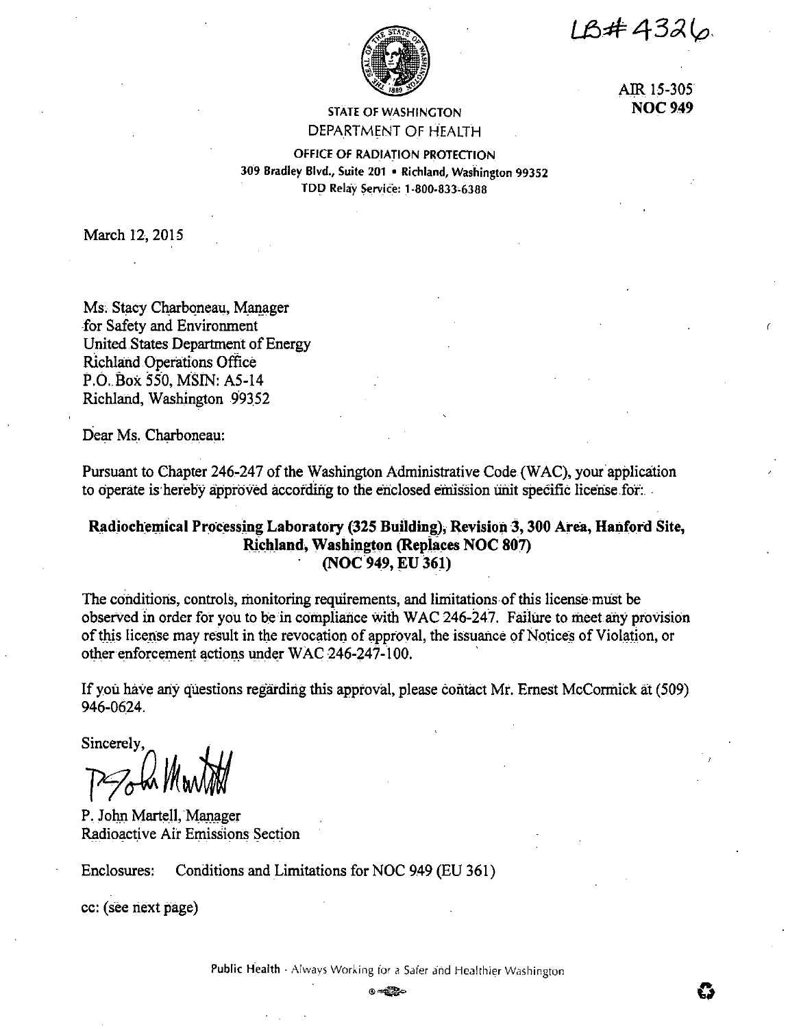LB#4326

AIR 15-305
**NOC 949**

STATE OF WASHINGTON
DEPARTMENT OF HEALTH

OFFICE OF RADIATION PROTECTION
309 Bradley Blvd., Suite 201 • Richland, Washington 99352
TDD Relay Service: 1-800-833-6388

March 12, 2015

Ms. Stacy Charboneau, Manager
for Safety and Environment
United States Department of Energy
Richland Operations Office
P.O. Box 550, MSIN: A5-14
Richland, Washington 99352

Dear Ms. Charboneau:

Pursuant to Chapter 246-247 of the Washington Administrative Code (WAC), your application to operate is hereby approved according to the enclosed emission unit specific license for:

**Radiochemical Processing Laboratory (325 Building), Revision 3, 300 Area, Hanford Site, Richland, Washington (Replaces NOC 807)**
**(NOC 949, EU 361)**

The conditions, controls, monitoring requirements, and limitations of this license must be observed in order for you to be in compliance with WAC 246-247. Failure to meet any provision of this license may result in the revocation of approval, the issuance of Notices of Violation, or other enforcement actions under WAC 246-247-100.

If you have any questions regarding this approval, please contact Mr. Ernest McCormick at (509) 946-0624.

Sincerely,

P. John Martell, Manager
Radioactive Air Emissions Section

Enclosures: Conditions and Limitations for NOC 949 (EU 361)

cc: (see next page)

Public Health - Always Working for a Safer and Healthier Washington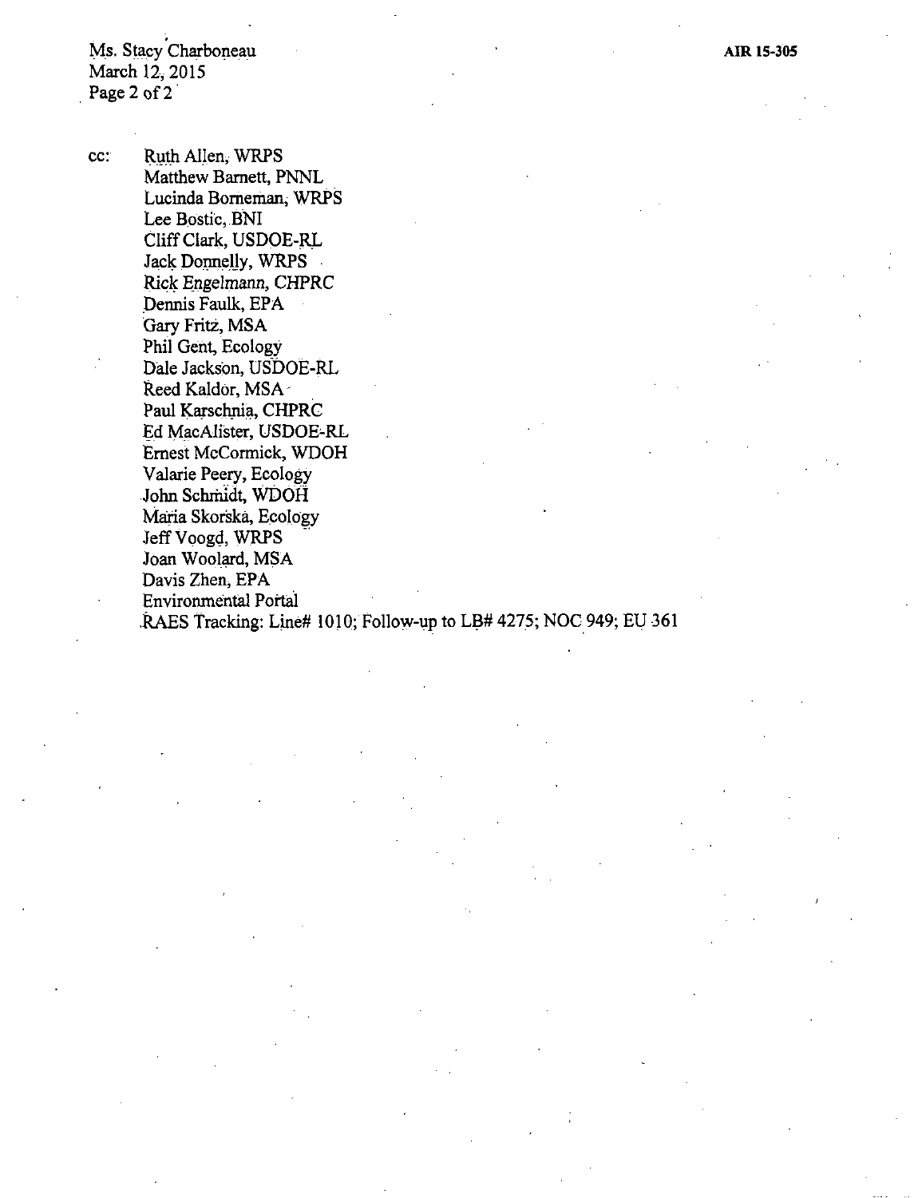cc: Ruth Allen, WRPS
Matthew Barnett, PNNL
Lucinda Borneman, WRPS
Lee Bostic, BNI
Cliff Clark, USDOE-RL
Jack Donnelly, WRPS
Rick Engelmann, CHPRC
Dennis Faulk, EPA
Gary Fritz, MSA
Phil Gent, Ecology
Dale Jackson, USDOE-RL
Reed Kaldor, MSA
Paul Karschnia, CHPRC
Ed MacAlister, USDOE-RL
Ernest McCormick, WDOH
Valarie Peery, Ecology
John Schmidt, WDOH
Maria Skorska, Ecology
Jeff Voogd, WRPS
Joan Woolard, MSA
Davis Zhen, EPA
Environmental Portal
RAES Tracking: Line# 1010; Follow-up to LB# 4275; NOC 949; EU 361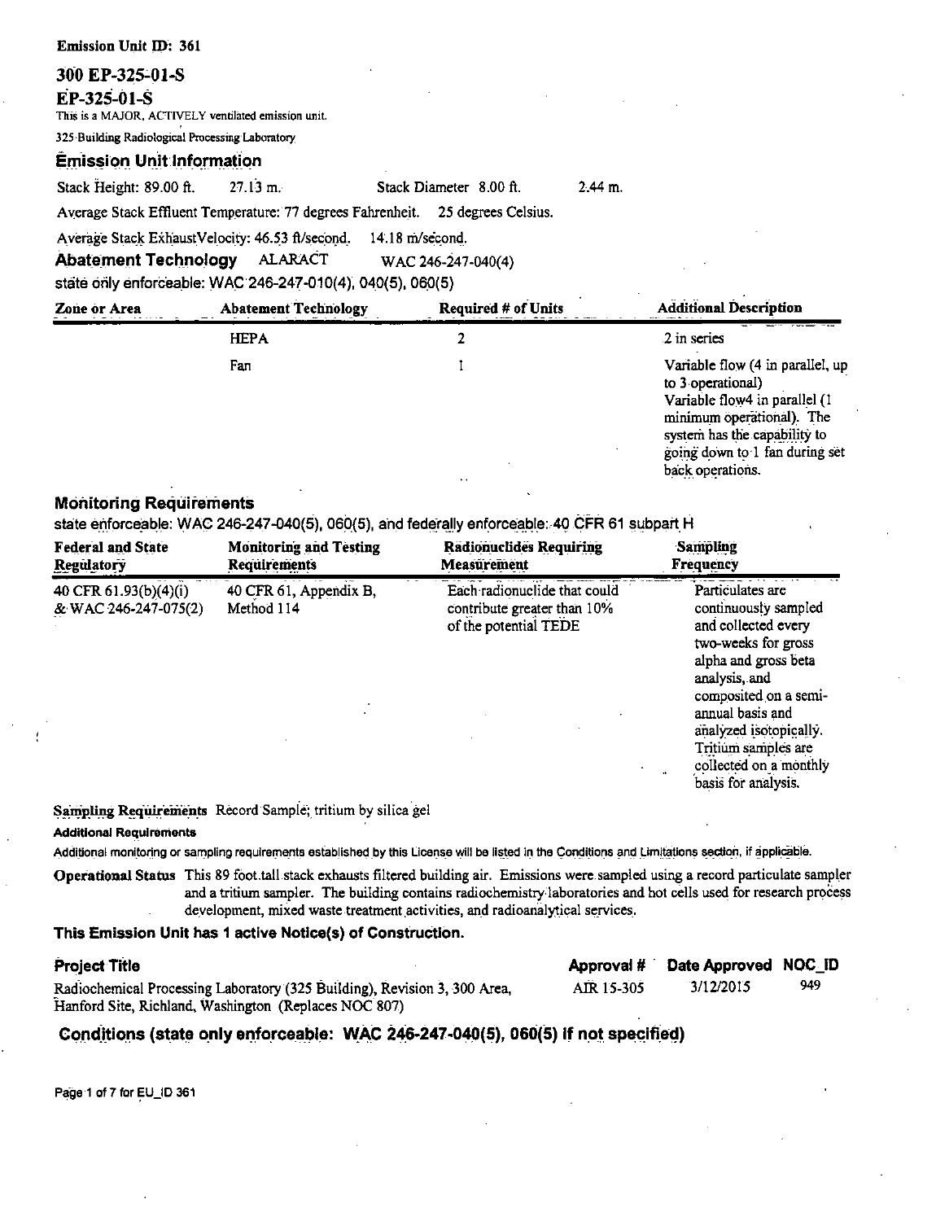**Emission Unit ID: 361**

## 300 EP-325-01-S

## EP-325-01-S

This is a MAJOR, ACTIVELY ventilated emission unit.

325 Building Radiological Processing Laboratory

### Emission Unit Information

Stack Height: 89.00 ft. 27.13 m. Stack Diameter 8.00 ft. 2.44 m.

Average Stack Effluent Temperature: 77 degrees Fahrenheit. 25 degrees Celsius.

Average Stack ExhaustVelocity: 46.53 ft/second. 14.18 m/second.

**Abatement Technology** ALARACT WAC 246-247-040(4)

state only enforceable: WAC 246-247-010(4), 040(5), 060(5)

| Zone or Area | Abatement Technology | Required # of Units | Additional Description |
|---|---|---|---|
| | HEPA | 2 | 2 in series |
| | Fan | 1 | Variable flow (4 in parallel, up to 3 operational) Variable flow4 in parallel (1 minimum operational). The system has the capability to going down to 1 fan during set back operations. |

### Monitoring Requirements

state enforceable: WAC 246-247-040(5), 060(5), and federally enforceable: 40 CFR 61 subpart H

| Federal and State Regulatory | Monitoring and Testing Requirements | Radionuclides Requiring Measurement | Sampling Frequency |
|---|---|---|---|
| 40 CFR 61.93(b)(4)(i) & WAC 246-247-075(2) | 40 CFR 61, Appendix B, Method 114 | Each radionuclide that could contribute greater than 10% of the potential TEDE | Particulates are continuously sampled and collected every two-weeks for gross alpha and gross beta analysis, and composited on a semi-annual basis and analyzed isotopically. Tritium samples are collected on a monthly basis for analysis. |

**Sampling Requirements** Record Sample; tritium by silica gel

**Additional Requirements**

Additional monitoring or sampling requirements established by this License will be listed in the Conditions and Limitations section, if applicable.

**Operational Status** This 89 foot tall stack exhausts filtered building air. Emissions were sampled using a record particulate sampler and a tritium sampler. The building contains radiochemistry laboratories and hot cells used for research process development, mixed waste treatment activities, and radioanalytical services.

**This Emission Unit has 1 active Notice(s) of Construction.**

| Project Title | Approval # | Date Approved | NOC_ID |
|---|---|---|---|
| Radiochemical Processing Laboratory (325 Building), Revision 3, 300 Area, Hanford Site, Richland, Washington (Replaces NOC 807) | AIR 15-305 | 3/12/2015 | 949 |

### Conditions (state only enforceable: WAC 246-247-040(5), 060(5) if not specified)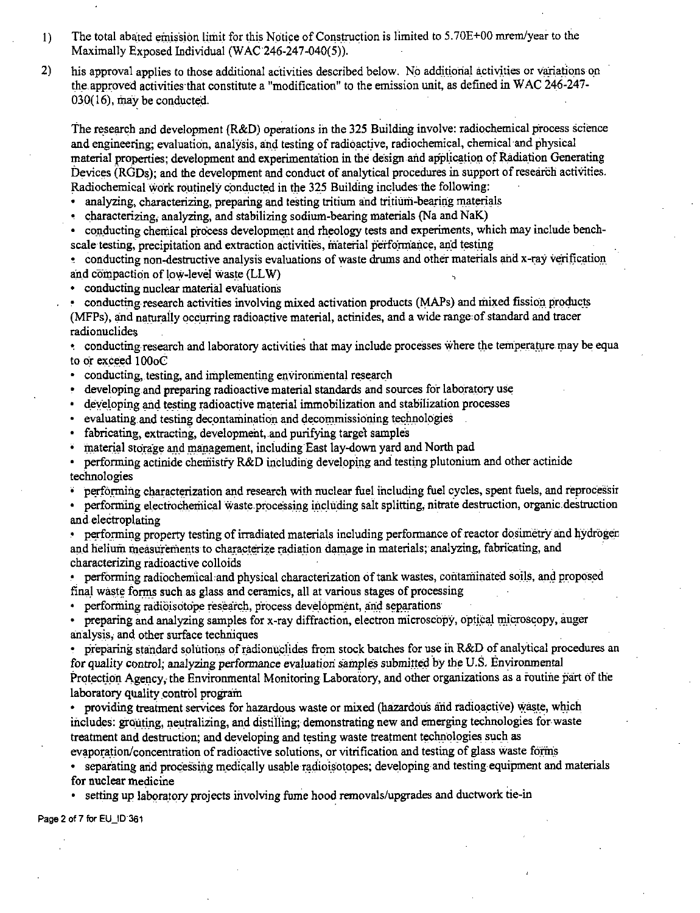1) The total abated emission limit for this Notice of Construction is limited to 5.70E+00 mrem/year to the Maximally Exposed Individual (WAC 246-247-040(5)).

2) his approval applies to those additional activities described below. No additional activities or variations on the approved activities that constitute a "modification" to the emission unit, as defined in WAC 246-247-030(16), may be conducted.

The research and development (R&D) operations in the 325 Building involve: radiochemical process science and engineering; evaluation, analysis, and testing of radioactive, radiochemical, chemical and physical material properties; development and experimentation in the design and application of Radiation Generating Devices (RGDs); and the development and conduct of analytical procedures in support of research activities. Radiochemical work routinely conducted in the 325 Building includes the following:

- analyzing, characterizing, preparing and testing tritium and tritium-bearing materials
- characterizing, analyzing, and stabilizing sodium-bearing materials (Na and NaK)
- conducting chemical process development and rheology tests and experiments, which may include bench-scale testing, precipitation and extraction activities, material performance, and testing
- conducting non-destructive analysis evaluations of waste drums and other materials and x-ray verification and compaction of low-level waste (LLW)
- conducting nuclear material evaluations
- conducting research activities involving mixed activation products (MAPs) and mixed fission products (MFPs), and naturally occurring radioactive material, actinides, and a wide range of standard and tracer radionuclides
- conducting research and laboratory activities that may include processes where the temperature may be equa to or exceed 100oC
- conducting, testing, and implementing environmental research
- developing and preparing radioactive material standards and sources for laboratory use
- developing and testing radioactive material immobilization and stabilization processes
- evaluating and testing decontamination and decommissioning technologies
- fabricating, extracting, development, and purifying target samples
- material storage and management, including East lay-down yard and North pad
- performing actinide chemistry R&D including developing and testing plutonium and other actinide technologies
- performing characterization and research with nuclear fuel including fuel cycles, spent fuels, and reprocessir
- performing electrochemical waste processing including salt splitting, nitrate destruction, organic destruction and electroplating
- performing property testing of irradiated materials including performance of reactor dosimetry and hydroger and helium measurements to characterize radiation damage in materials; analyzing, fabricating, and characterizing radioactive colloids
- performing radiochemical and physical characterization of tank wastes, contaminated soils, and proposed final waste forms such as glass and ceramics, all at various stages of processing
- performing radioisotope research, process development, and separations
- preparing and analyzing samples for x-ray diffraction, electron microscopy, optical microscopy, auger analysis, and other surface techniques
- preparing standard solutions of radionuclides from stock batches for use in R&D of analytical procedures an for quality control; analyzing performance evaluation samples submitted by the U.S. Environmental Protection Agency, the Environmental Monitoring Laboratory, and other organizations as a routine part of the laboratory quality control program
- providing treatment services for hazardous waste or mixed (hazardous and radioactive) waste, which includes: grouting, neutralizing, and distilling; demonstrating new and emerging technologies for waste treatment and destruction; and developing and testing waste treatment technologies such as evaporation/concentration of radioactive solutions, or vitrification and testing of glass waste forms
- separating and processing medically usable radioisotopes; developing and testing equipment and materials for nuclear medicine
- setting up laboratory projects involving fume hood removals/upgrades and ductwork tie-in

Page 2 of 7 for EU_ID 361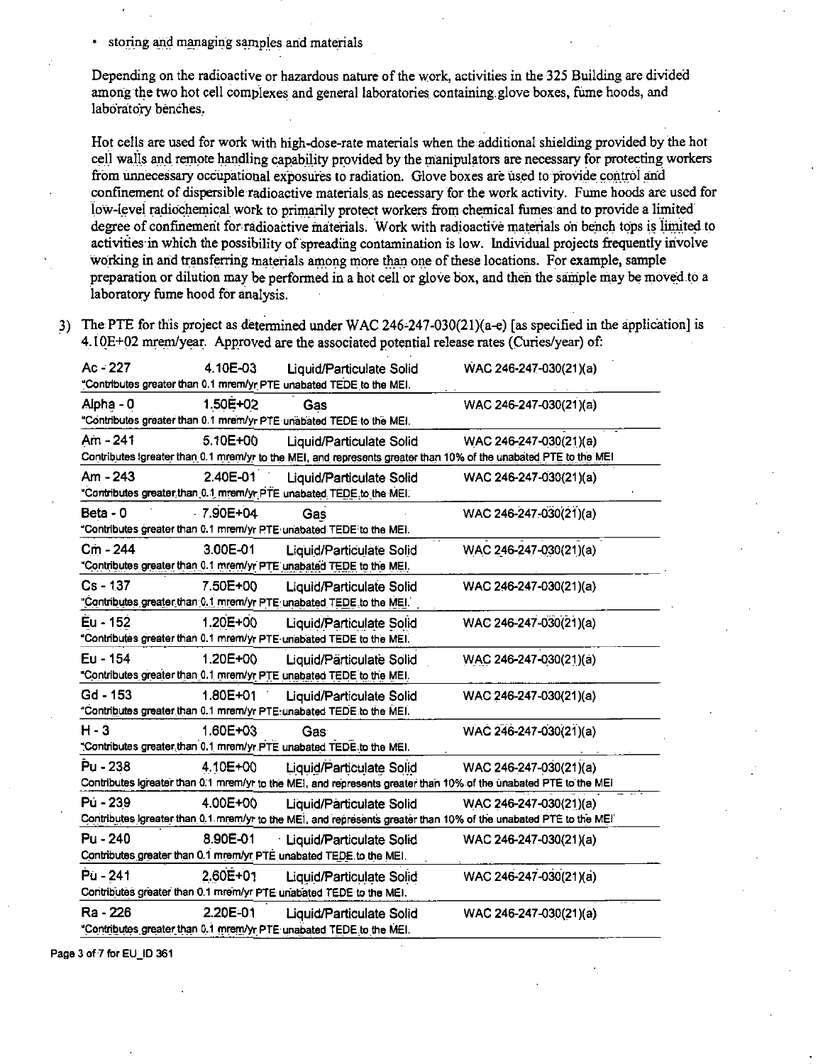- storing and managing samples and materials

Depending on the radioactive or hazardous nature of the work, activities in the 325 Building are divided among the two hot cell complexes and general laboratories containing glove boxes, fume hoods, and laboratory benches.

Hot cells are used for work with high-dose-rate materials when the additional shielding provided by the hot cell walls and remote handling capability provided by the manipulators are necessary for protecting workers from unnecessary occupational exposures to radiation. Glove boxes are used to provide control and confinement of dispersible radioactive materials as necessary for the work activity. Fume hoods are used for low-level radiochemical work to primarily protect workers from chemical fumes and to provide a limited degree of confinement for radioactive materials. Work with radioactive materials on bench tops is limited to activities in which the possibility of spreading contamination is low. Individual projects frequently involve working in and transferring materials among more than one of these locations. For example, sample preparation or dilution may be performed in a hot cell or glove box, and then the sample may be moved to a laboratory fume hood for analysis.

3) The PTE for this project as determined under WAC 246-247-030(21)(a-e) [as specified in the application] is 4.10E+02 mrem/year. Approved are the associated potential release rates (Curies/year) of:

| Radionuclide | Release Rate (Ci/yr) | Form | Basis |
|---|---|---|---|
| Ac - 227 | 4.10E-03 | Liquid/Particulate Solid | WAC 246-247-030(21)(a) |
| "Contributes greater than 0.1 mrem/yr PTE unabated TEDE to the MEI. | | | |
| Alpha - 0 | 1.50E+02 | Gas | WAC 246-247-030(21)(a) |
| "Contributes greater than 0.1 mrem/yr PTE unabated TEDE to the MEI. | | | |
| Am - 241 | 5.10E+00 | Liquid/Particulate Solid | WAC 246-247-030(21)(a) |
| Contributes greater than 0.1 mrem/yr to the MEI, and represents greater than 10% of the unabated PTE to the MEI | | | |
| Am - 243 | 2.40E-01 | Liquid/Particulate Solid | WAC 246-247-030(21)(a) |
| "Contributes greater than 0.1 mrem/yr PTE unabated TEDE to the MEI. | | | |
| Beta - 0 | 7.90E+04 | Gas | WAC 246-247-030(21)(a) |
| "Contributes greater than 0.1 mrem/yr PTE unabated TEDE to the MEI. | | | |
| Cm - 244 | 3.00E-01 | Liquid/Particulate Solid | WAC 246-247-030(21)(a) |
| "Contributes greater than 0.1 mrem/yr PTE unabated TEDE to the MEI. | | | |
| Cs - 137 | 7.50E+00 | Liquid/Particulate Solid | WAC 246-247-030(21)(a) |
| "Contributes greater than 0.1 mrem/yr PTE unabated TEDE to the MEI. | | | |
| Eu - 152 | 1.20E+00 | Liquid/Particulate Solid | WAC 246-247-030(21)(a) |
| "Contributes greater than 0.1 mrem/yr PTE unabated TEDE to the MEI. | | | |
| Eu - 154 | 1.20E+00 | Liquid/Particulate Solid | WAC 246-247-030(21)(a) |
| "Contributes greater than 0.1 mrem/yr PTE unabated TEDE to the MEI. | | | |
| Gd - 153 | 1.80E+01 | Liquid/Particulate Solid | WAC 246-247-030(21)(a) |
| "Contributes greater than 0.1 mrem/yr PTE unabated TEDE to the MEI. | | | |
| H - 3 | 1.60E+03 | Gas | WAC 246-247-030(21)(a) |
| "Contributes greater than 0.1 mrem/yr PTE unabated TEDE to the MEI. | | | |
| Pu - 238 | 4.10E+00 | Liquid/Particulate Solid | WAC 246-247-030(21)(a) |
| Contributes greater than 0.1 mrem/yr to the MEI, and represents greater than 10% of the unabated PTE to the MEI | | | |
| Pu - 239 | 4.00E+00 | Liquid/Particulate Solid | WAC 246-247-030(21)(a) |
| Contributes greater than 0.1 mrem/yr to the MEI, and represents greater than 10% of the unabated PTE to the MEI | | | |
| Pu - 240 | 8.90E-01 | Liquid/Particulate Solid | WAC 246-247-030(21)(a) |
| Contributes greater than 0.1 mrem/yr PTE unabated TEDE to the MEI. | | | |
| Pu - 241 | 2.60E+01 | Liquid/Particulate Solid | WAC 246-247-030(21)(a) |
| Contributes greater than 0.1 mrem/yr PTE unabated TEDE to the MEI. | | | |
| Ra - 226 | 2.20E-01 | Liquid/Particulate Solid | WAC 246-247-030(21)(a) |
| "Contributes greater than 0.1 mrem/yr PTE unabated TEDE to the MEI. | | | |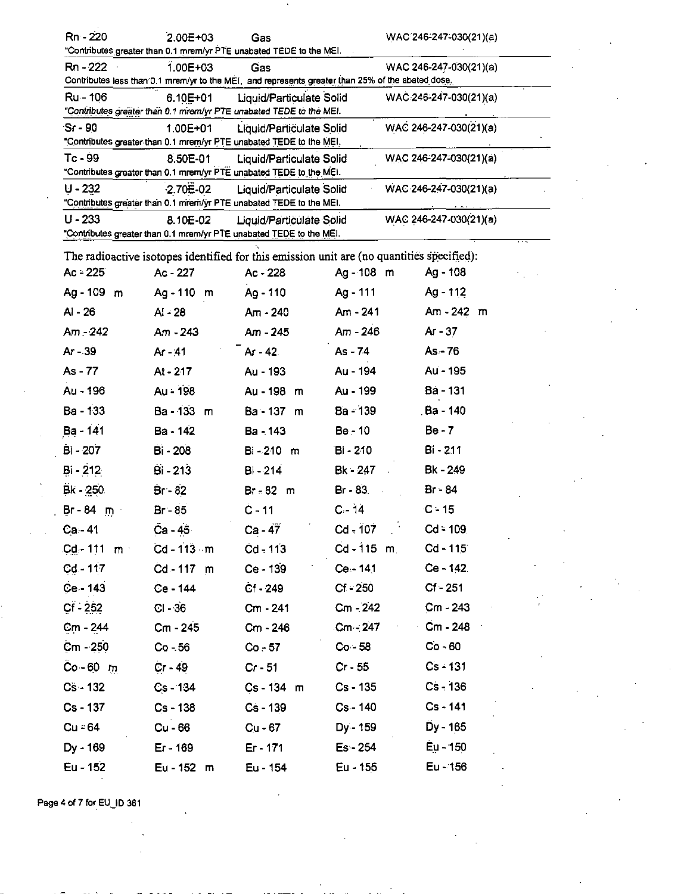| | | | |
|---|---|---|---|
| Rn - 220 | 2.00E+03 | Gas | WAC 246-247-030(21)(a) |
| *Contributes greater than 0.1 mrem/yr PTE unabated TEDE to the MEI. | | | |
| Rn - 222 | 1.00E+03 | Gas | WAC 246-247-030(21)(a) |
| Contributes less than 0.1 mrem/yr to the MEI, and represents greater than 25% of the abated dose. | | | |
| Ru - 106 | 6.10E+01 | Liquid/Particulate Solid | WAC 246-247-030(21)(a) |
| *Contributes greater than 0.1 mrem/yr PTE unabated TEDE to the MEI. | | | |
| Sr - 90 | 1.00E+01 | Liquid/Particulate Solid | WAC 246-247-030(21)(a) |
| *Contributes greater than 0.1 mrem/yr PTE unabated TEDE to the MEI. | | | |
| Tc - 99 | 8.50E-01 | Liquid/Particulate Solid | WAC 246-247-030(21)(a) |
| *Contributes greater than 0.1 mrem/yr PTE unabated TEDE to the MEI. | | | |
| U - 232 | 2.70E-02 | Liquid/Particulate Solid | WAC 246-247-030(21)(a) |
| *Contributes greater than 0.1 mrem/yr PTE unabated TEDE to the MEI. | | | |
| U - 233 | 8.10E-02 | Liquid/Particulate Solid | WAC 246-247-030(21)(a) |
| *Contributes greater than 0.1 mrem/yr PTE unabated TEDE to the MEI. | | | |

The radioactive isotopes identified for this emission unit are (no quantities specified):

| | | | | |
|---|---|---|---|---|
| Ac - 225 | Ac - 227 | Ac - 228 | Ag - 108 m | Ag - 108 |
| Ag - 109 m | Ag - 110 m | Ag - 110 | Ag - 111 | Ag - 112 |
| Al - 26 | Al - 28 | Am - 240 | Am - 241 | Am - 242 m |
| Am - 242 | Am - 243 | Am - 245 | Am - 246 | Ar - 37 |
| Ar - 39 | Ar - 41 | Ar - 42 | As - 74 | As - 76 |
| As - 77 | At - 217 | Au - 193 | Au - 194 | Au - 195 |
| Au - 196 | Au - 198 | Au - 198 m | Au - 199 | Ba - 131 |
| Ba - 133 | Ba - 133 m | Ba - 137 m | Ba - 139 | Ba - 140 |
| Ba - 141 | Ba - 142 | Ba - 143 | Be - 10 | Be - 7 |
| Bi - 207 | Bi - 208 | Bi - 210 m | Bi - 210 | Bi - 211 |
| Bi - 212 | Bi - 213 | Bi - 214 | Bk - 247 | Bk - 249 |
| Bk - 250 | Br - 82 | Br - 82 m | Br - 83 | Br - 84 |
| Br - 84 m | Br - 85 | C - 11 | C - 14 | C - 15 |
| Ca - 41 | Ca - 45 | Ca - 47 | Cd - 107 | Cd - 109 |
| Cd - 111 m | Cd - 113 m | Cd - 113 | Cd - 115 m | Cd - 115 |
| Cd - 117 | Cd - 117 m | Ce - 139 | Ce - 141 | Ce - 142 |
| Ce - 143 | Ce - 144 | Cf - 249 | Cf - 250 | Cf - 251 |
| Cf - 252 | Cl - 36 | Cm - 241 | Cm - 242 | Cm - 243 |
| Cm - 244 | Cm - 245 | Cm - 246 | Cm - 247 | Cm - 248 |
| Cm - 250 | Co - 56 | Co - 57 | Co - 58 | Co - 60 |
| Co - 60 m | Cr - 49 | Cr - 51 | Cr - 55 | Cs - 131 |
| Cs - 132 | Cs - 134 | Cs - 134 m | Cs - 135 | Cs - 136 |
| Cs - 137 | Cs - 138 | Cs - 139 | Cs - 140 | Cs - 141 |
| Cu - 64 | Cu - 66 | Cu - 67 | Dy - 159 | Dy - 165 |
| Dy - 169 | Er - 169 | Er - 171 | Es - 254 | Eu - 150 |
| Eu - 152 | Eu - 152 m | Eu - 154 | Eu - 155 | Eu - 156 |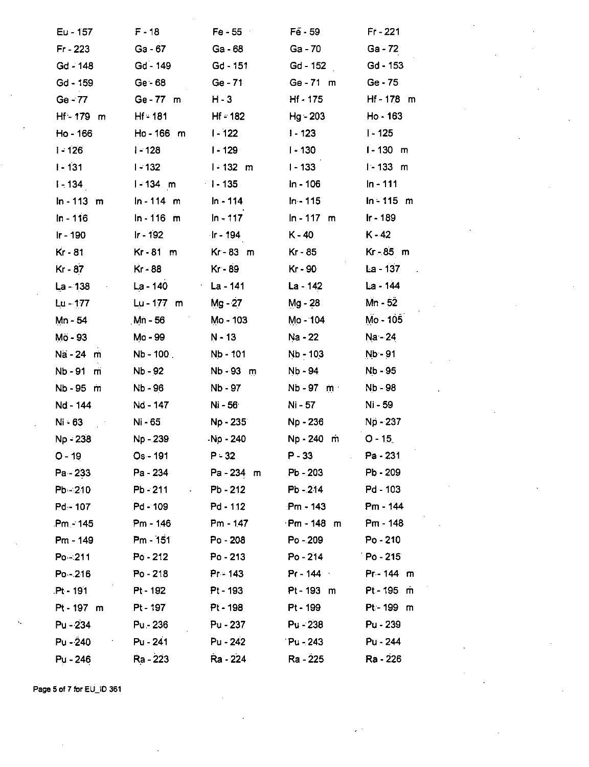| | | | | |
|---|---|---|---|---|
| Eu - 157 | F - 18 | Fe - 55 | Fe - 59 | Fr - 221 |
| Fr - 223 | Ga - 67 | Ga - 68 | Ga - 70 | Ga - 72 |
| Gd - 148 | Gd - 149 | Gd - 151 | Gd - 152 | Gd - 153 |
| Gd - 159 | Ge - 68 | Ge - 71 | Ge - 71 m | Ge - 75 |
| Ge - 77 | Ge - 77 m | H - 3 | Hf - 175 | Hf - 178 m |
| Hf - 179 m | Hf - 181 | Hf - 182 | Hg - 203 | Ho - 163 |
| Ho - 166 | Ho - 166 m | I - 122 | I - 123 | I - 125 |
| I - 126 | I - 128 | I - 129 | I - 130 | I - 130 m |
| I - 131 | I - 132 | I - 132 m | I - 133 | I - 133 m |
| I - 134 | I - 134 m | I - 135 | In - 106 | In - 111 |
| In - 113 m | In - 114 m | In - 114 | In - 115 | In - 115 m |
| In - 116 | In - 116 m | In - 117 | In - 117 m | Ir - 189 |
| Ir - 190 | Ir - 192 | Ir - 194 | K - 40 | K - 42 |
| Kr - 81 | Kr - 81 m | Kr - 83 m | Kr - 85 | Kr - 85 m |
| Kr - 87 | Kr - 88 | Kr - 89 | Kr - 90 | La - 137 |
| La - 138 | La - 140 | La - 141 | La - 142 | La - 144 |
| Lu - 177 | Lu - 177 m | Mg - 27 | Mg - 28 | Mn - 52 |
| Mn - 54 | Mn - 56 | Mo - 103 | Mo - 104 | Mo - 105 |
| Mo - 93 | Mo - 99 | N - 13 | Na - 22 | Na - 24 |
| Na - 24 m | Nb - 100 | Nb - 101 | Nb - 103 | Nb - 91 |
| Nb - 91 m | Nb - 92 | Nb - 93 m | Nb - 94 | Nb - 95 |
| Nb - 95 m | Nb - 96 | Nb - 97 | Nb - 97 m | Nb - 98 |
| Nd - 144 | Nd - 147 | Ni - 56 | Ni - 57 | Ni - 59 |
| Ni - 63 | Ni - 65 | Np - 235 | Np - 236 | Np - 237 |
| Np - 238 | Np - 239 | Np - 240 | Np - 240 m | O - 15 |
| O - 19 | Os - 191 | P - 32 | P - 33 | Pa - 231 |
| Pa - 233 | Pa - 234 | Pa - 234 m | Pb - 203 | Pb - 209 |
| Pb - 210 | Pb - 211 | Pb - 212 | Pb - 214 | Pd - 103 |
| Pd - 107 | Pd - 109 | Pd - 112 | Pm - 143 | Pm - 144 |
| Pm - 145 | Pm - 146 | Pm - 147 | Pm - 148 m | Pm - 148 |
| Pm - 149 | Pm - 151 | Po - 208 | Po - 209 | Po - 210 |
| Po - 211 | Po - 212 | Po - 213 | Po - 214 | Po - 215 |
| Po - 216 | Po - 218 | Pr - 143 | Pr - 144 | Pr - 144 m |
| Pt - 191 | Pt - 192 | Pt - 193 | Pt - 193 m | Pt - 195 m |
| Pt - 197 m | Pt - 197 | Pt - 198 | Pt - 199 | Pt - 199 m |
| Pu - 234 | Pu - 236 | Pu - 237 | Pu - 238 | Pu - 239 |
| Pu - 240 | Pu - 241 | Pu - 242 | Pu - 243 | Pu - 244 |
| Pu - 246 | Ra - 223 | Ra - 224 | Ra - 225 | Ra - 226 |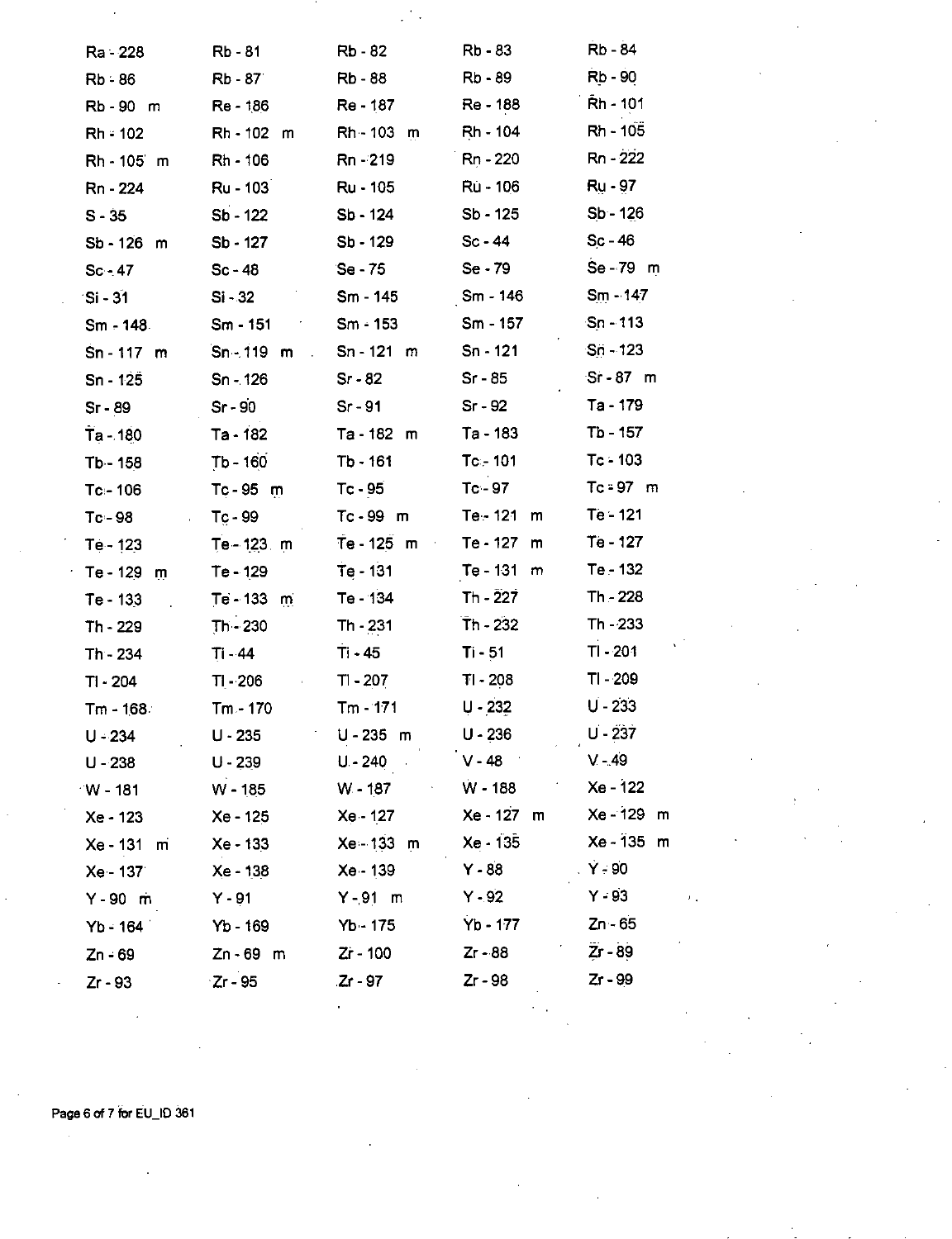| | | | | |
|---|---|---|---|---|
| Ra - 228 | Rb - 81 | Rb - 82 | Rb - 83 | Rb - 84 |
| Rb - 86 | Rb - 87 | Rb - 88 | Rb - 89 | Rb - 90 |
| Rb - 90 m | Re - 186 | Re - 187 | Re - 188 | Rh - 101 |
| Rh - 102 | Rh - 102 m | Rh - 103 m | Rh - 104 | Rh - 105 |
| Rh - 105 m | Rh - 106 | Rn - 219 | Rn - 220 | Rn - 222 |
| Rn - 224 | Ru - 103 | Ru - 105 | Ru - 106 | Ru - 97 |
| S - 35 | Sb - 122 | Sb - 124 | Sb - 125 | Sb - 126 |
| Sb - 126 m | Sb - 127 | Sb - 129 | Sc - 44 | Sc - 46 |
| Sc - 47 | Sc - 48 | Se - 75 | Se - 79 | Se - 79 m |
| Si - 31 | Si - 32 | Sm - 145 | Sm - 146 | Sm - 147 |
| Sm - 148 | Sm - 151 | Sm - 153 | Sm - 157 | Sn - 113 |
| Sn - 117 m | Sn - 119 m | Sn - 121 m | Sn - 121 | Sn - 123 |
| Sn - 125 | Sn - 126 | Sr - 82 | Sr - 85 | Sr - 87 m |
| Sr - 89 | Sr - 90 | Sr - 91 | Sr - 92 | Ta - 179 |
| Ta - 180 | Ta - 182 | Ta - 182 m | Ta - 183 | Tb - 157 |
| Tb - 158 | Tb - 160 | Tb - 161 | Tc - 101 | Tc - 103 |
| Tc - 106 | Tc - 95 m | Tc - 95 | Tc - 97 | Tc - 97 m |
| Tc - 98 | Tc - 99 | Tc - 99 m | Te - 121 m | Te - 121 |
| Te - 123 | Te - 123 m | Te - 125 m | Te - 127 m | Te - 127 |
| Te - 129 m | Te - 129 | Te - 131 | Te - 131 m | Te - 132 |
| Te - 133 | Te - 133 m | Te - 134 | Th - 227 | Th - 228 |
| Th - 229 | Th - 230 | Th - 231 | Th - 232 | Th - 233 |
| Th - 234 | Ti - 44 | Ti - 45 | Ti - 51 | Tl - 201 |
| Tl - 204 | Tl - 206 | Tl - 207 | Tl - 208 | Tl - 209 |
| Tm - 168 | Tm - 170 | Tm - 171 | U - 232 | U - 233 |
| U - 234 | U - 235 | U - 235 m | U - 236 | U - 237 |
| U - 238 | U - 239 | U - 240 | V - 48 | V - 49 |
| W - 181 | W - 185 | W - 187 | W - 188 | Xe - 122 |
| Xe - 123 | Xe - 125 | Xe - 127 | Xe - 127 m | Xe - 129 m |
| Xe - 131 m | Xe - 133 | Xe - 133 m | Xe - 135 | Xe - 135 m |
| Xe - 137 | Xe - 138 | Xe - 139 | Y - 88 | Y - 90 |
| Y - 90 m | Y - 91 | Y - 91 m | Y - 92 | Y - 93 |
| Yb - 164 | Yb - 169 | Yb - 175 | Yb - 177 | Zn - 65 |
| Zn - 69 | Zn - 69 m | Zr - 100 | Zr - 88 | Zr - 89 |
| Zr - 93 | Zr - 95 | Zr - 97 | Zr - 98 | Zr - 99 |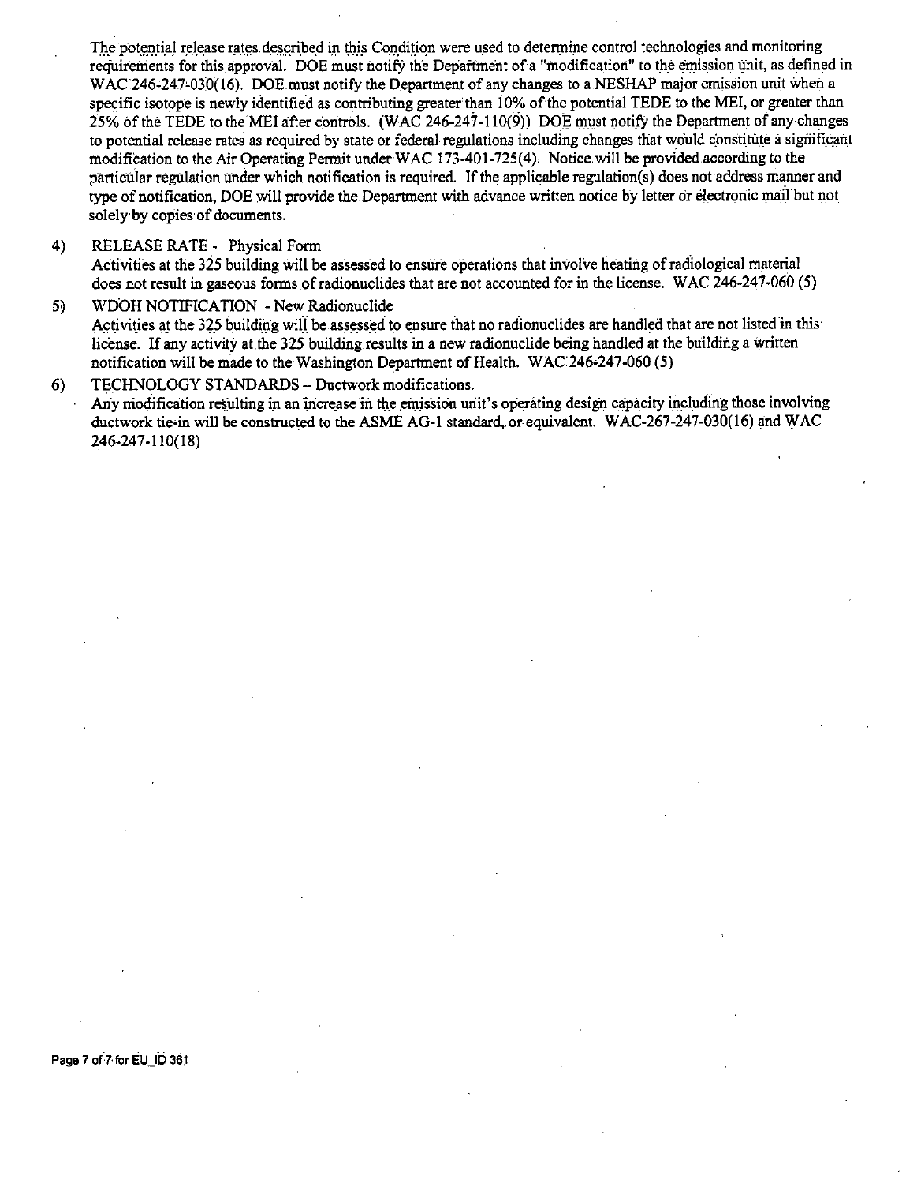The potential release rates described in this Condition were used to determine control technologies and monitoring requirements for this approval. DOE must notify the Department of a "modification" to the emission unit, as defined in WAC 246-247-030(16). DOE must notify the Department of any changes to a NESHAP major emission unit when a specific isotope is newly identified as contributing greater than 10% of the potential TEDE to the MEI, or greater than 25% of the TEDE to the MEI after controls. (WAC 246-247-110(9)) DOE must notify the Department of any changes to potential release rates as required by state or federal regulations including changes that would constitute a significant modification to the Air Operating Permit under WAC 173-401-725(4). Notice will be provided according to the particular regulation under which notification is required. If the applicable regulation(s) does not address manner and type of notification, DOE will provide the Department with advance written notice by letter or electronic mail but not solely by copies of documents.

4) RELEASE RATE - Physical Form
Activities at the 325 building will be assessed to ensure operations that involve heating of radiological material does not result in gaseous forms of radionuclides that are not accounted for in the license. WAC 246-247-060 (5)

5) WDOH NOTIFICATION - New Radionuclide
Activities at the 325 building will be assessed to ensure that no radionuclides are handled that are not listed in this license. If any activity at the 325 building results in a new radionuclide being handled at the building a written notification will be made to the Washington Department of Health. WAC 246-247-060 (5)

6) TECHNOLOGY STANDARDS – Ductwork modifications.
Any modification resulting in an increase in the emission unit's operating design capacity including those involving ductwork tie-in will be constructed to the ASME AG-1 standard, or equivalent. WAC-267-247-030(16) and WAC 246-247-110(18)